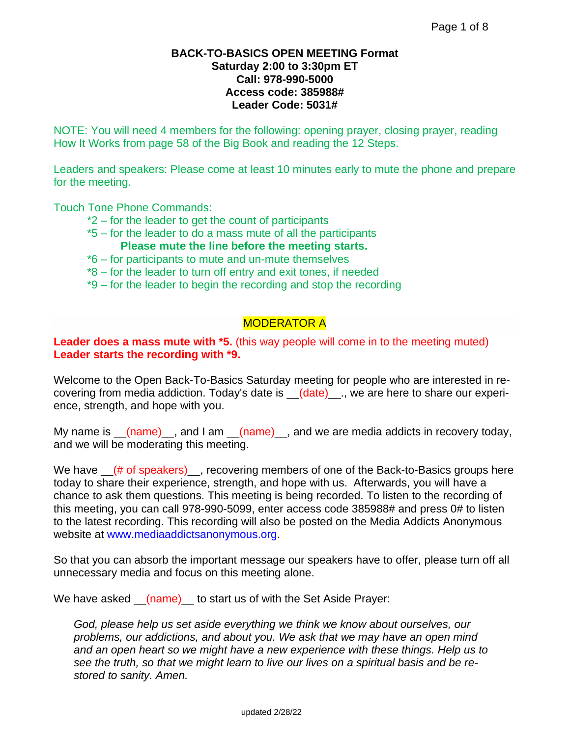**BACK-TO-BASICS OPEN MEETING Format**
**Saturday 2:00 to 3:30pm ET**
**Call: 978-990-5000**
**Access code: 385988#**
**Leader Code: 5031#**

NOTE: You will need 4 members for the following: opening prayer, closing prayer, reading How It Works from page 58 of the Big Book and reading the 12 Steps.

Leaders and speakers: Please come at least 10 minutes early to mute the phone and prepare for the meeting.

Touch Tone Phone Commands:

- *2 – for the leader to get the count of participants
- *5 – for the leader to do a mass mute of all the participants
  **Please mute the line before the meeting starts.**
- *6 – for participants to mute and un-mute themselves
- *8 – for the leader to turn off entry and exit tones, if needed
- *9 – for the leader to begin the recording and stop the recording

## MODERATOR A

**Leader does a mass mute with *5.** (this way people will come in to the meeting muted)
**Leader starts the recording with *9.**

Welcome to the Open Back-To-Basics Saturday meeting for people who are interested in recovering from media addiction. Today's date is __(date)__., we are here to share our experience, strength, and hope with you.

My name is __(name)__, and I am __(name)__, and we are media addicts in recovery today, and we will be moderating this meeting.

We have __(# of speakers)__, recovering members of one of the Back-to-Basics groups here today to share their experience, strength, and hope with us. Afterwards, you will have a chance to ask them questions. This meeting is being recorded. To listen to the recording of this meeting, you can call 978-990-5099, enter access code 385988# and press 0# to listen to the latest recording. This recording will also be posted on the Media Addicts Anonymous website at www.mediaaddictsanonymous.org.

So that you can absorb the important message our speakers have to offer, please turn off all unnecessary media and focus on this meeting alone.

We have asked __(name)__ to start us of with the Set Aside Prayer:

> *God, please help us set aside everything we think we know about ourselves, our problems, our addictions, and about you. We ask that we may have an open mind and an open heart so we might have a new experience with these things. Help us to see the truth, so that we might learn to live our lives on a spiritual basis and be restored to sanity. Amen.*

updated 2/28/22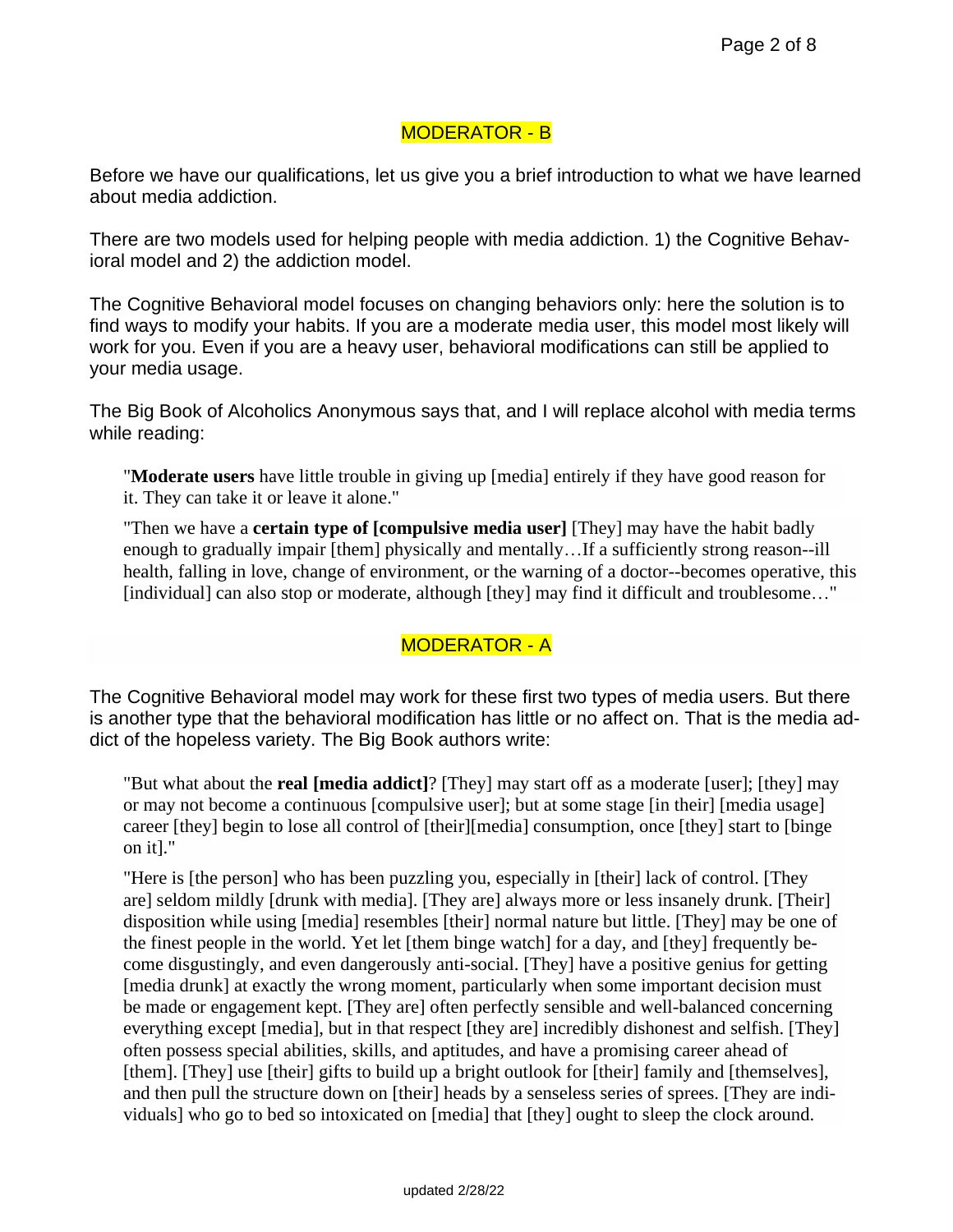## MODERATOR - B

Before we have our qualifications, let us give you a brief introduction to what we have learned about media addiction.

There are two models used for helping people with media addiction. 1) the Cognitive Behavioral model and 2) the addiction model.

The Cognitive Behavioral model focuses on changing behaviors only: here the solution is to find ways to modify your habits. If you are a moderate media user, this model most likely will work for you. Even if you are a heavy user, behavioral modifications can still be applied to your media usage.

The Big Book of Alcoholics Anonymous says that, and I will replace alcohol with media terms while reading:

> "**Moderate users** have little trouble in giving up [media] entirely if they have good reason for it. They can take it or leave it alone."
>
> "Then we have a **certain type of [compulsive media user]** [They] may have the habit badly enough to gradually impair [them] physically and mentally…If a sufficiently strong reason--ill health, falling in love, change of environment, or the warning of a doctor--becomes operative, this [individual] can also stop or moderate, although [they] may find it difficult and troublesome…"

## MODERATOR - A

The Cognitive Behavioral model may work for these first two types of media users. But there is another type that the behavioral modification has little or no affect on. That is the media addict of the hopeless variety. The Big Book authors write:

> "But what about the **real [media addict]**? [They] may start off as a moderate [user]; [they] may or may not become a continuous [compulsive user]; but at some stage [in their] [media usage] career [they] begin to lose all control of [their][media] consumption, once [they] start to [binge on it]."
>
> "Here is [the person] who has been puzzling you, especially in [their] lack of control. [They are] seldom mildly [drunk with media]. [They are] always more or less insanely drunk. [Their] disposition while using [media] resembles [their] normal nature but little. [They] may be one of the finest people in the world. Yet let [them binge watch] for a day, and [they] frequently become disgustingly, and even dangerously anti-social. [They] have a positive genius for getting [media drunk] at exactly the wrong moment, particularly when some important decision must be made or engagement kept. [They are] often perfectly sensible and well-balanced concerning everything except [media], but in that respect [they are] incredibly dishonest and selfish. [They] often possess special abilities, skills, and aptitudes, and have a promising career ahead of [them]. [They] use [their] gifts to build up a bright outlook for [their] family and [themselves], and then pull the structure down on [their] heads by a senseless series of sprees. [They are individuals] who go to bed so intoxicated on [media] that [they] ought to sleep the clock around.

updated 2/28/22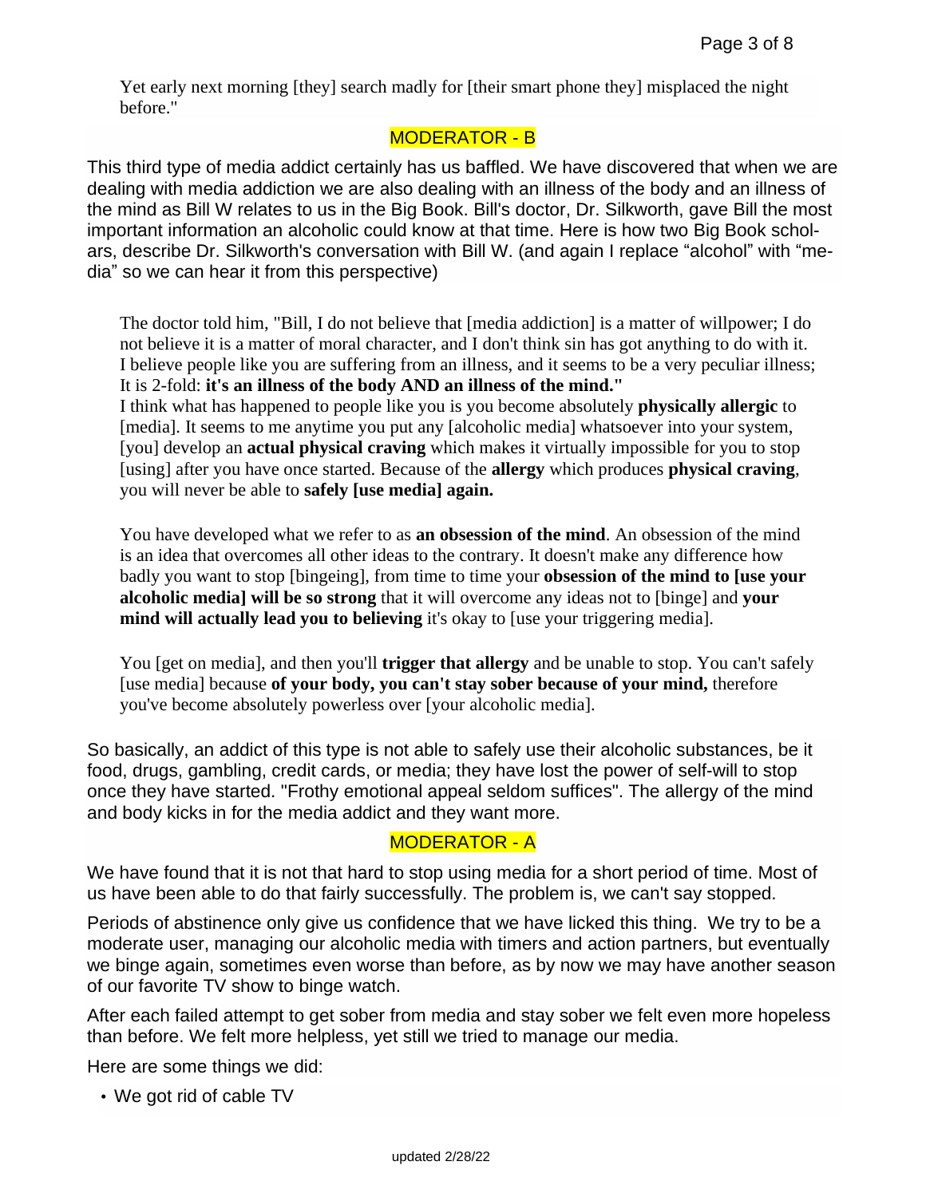Yet early next morning [they] search madly for [their smart phone they] misplaced the night before."

MODERATOR - B

This third type of media addict certainly has us baffled. We have discovered that when we are dealing with media addiction we are also dealing with an illness of the body and an illness of the mind as Bill W relates to us in the Big Book. Bill's doctor, Dr. Silkworth, gave Bill the most important information an alcoholic could know at that time. Here is how two Big Book scholars, describe Dr. Silkworth's conversation with Bill W. (and again I replace "alcohol" with "media" so we can hear it from this perspective)

> The doctor told him, "Bill, I do not believe that [media addiction] is a matter of willpower; I do not believe it is a matter of moral character, and I don't think sin has got anything to do with it. I believe people like you are suffering from an illness, and it seems to be a very peculiar illness; It is 2-fold: **it's an illness of the body AND an illness of the mind."**
> I think what has happened to people like you is you become absolutely **physically allergic** to [media]. It seems to me anytime you put any [alcoholic media] whatsoever into your system, [you] develop an **actual physical craving** which makes it virtually impossible for you to stop [using] after you have once started. Because of the **allergy** which produces **physical craving**, you will never be able to **safely [use media] again.**
>
> You have developed what we refer to as **an obsession of the mind**. An obsession of the mind is an idea that overcomes all other ideas to the contrary. It doesn't make any difference how badly you want to stop [bingeing], from time to time your **obsession of the mind to [use your alcoholic media] will be so strong** that it will overcome any ideas not to [binge] and **your mind will actually lead you to believing** it's okay to [use your triggering media].
>
> You [get on media], and then you'll **trigger that allergy** and be unable to stop. You can't safely [use media] because **of your body, you can't stay sober because of your mind,** therefore you've become absolutely powerless over [your alcoholic media].

So basically, an addict of this type is not able to safely use their alcoholic substances, be it food, drugs, gambling, credit cards, or media; they have lost the power of self-will to stop once they have started. "Frothy emotional appeal seldom suffices". The allergy of the mind and body kicks in for the media addict and they want more.

MODERATOR - A

We have found that it is not that hard to stop using media for a short period of time. Most of us have been able to do that fairly successfully. The problem is, we can't say stopped.

Periods of abstinence only give us confidence that we have licked this thing. We try to be a moderate user, managing our alcoholic media with timers and action partners, but eventually we binge again, sometimes even worse than before, as by now we may have another season of our favorite TV show to binge watch.

After each failed attempt to get sober from media and stay sober we felt even more hopeless than before. We felt more helpless, yet still we tried to manage our media.

Here are some things we did:

- We got rid of cable TV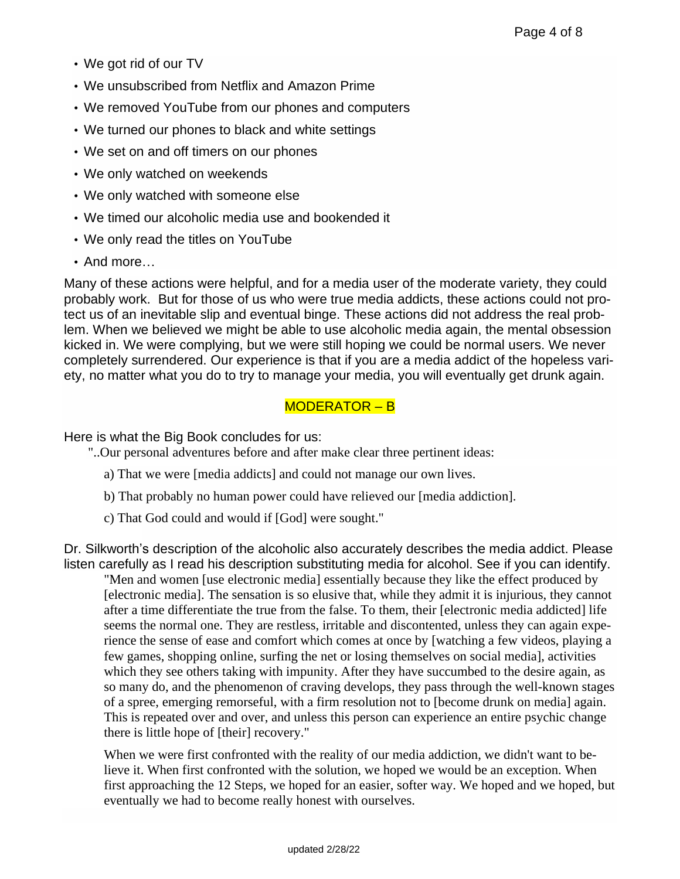- We got rid of our TV
- We unsubscribed from Netflix and Amazon Prime
- We removed YouTube from our phones and computers
- We turned our phones to black and white settings
- We set on and off timers on our phones
- We only watched on weekends
- We only watched with someone else
- We timed our alcoholic media use and bookended it
- We only read the titles on YouTube
- And more…

Many of these actions were helpful, and for a media user of the moderate variety, they could probably work. But for those of us who were true media addicts, these actions could not protect us of an inevitable slip and eventual binge. These actions did not address the real problem. When we believed we might be able to use alcoholic media again, the mental obsession kicked in. We were complying, but we were still hoping we could be normal users. We never completely surrendered. Our experience is that if you are a media addict of the hopeless variety, no matter what you do to try to manage your media, you will eventually get drunk again.

MODERATOR – B

Here is what the Big Book concludes for us:

"..Our personal adventures before and after make clear three pertinent ideas:

a) That we were [media addicts] and could not manage our own lives.

b) That probably no human power could have relieved our [media addiction].

c) That God could and would if [God] were sought."

Dr. Silkworth's description of the alcoholic also accurately describes the media addict. Please listen carefully as I read his description substituting media for alcohol. See if you can identify.

> "Men and women [use electronic media] essentially because they like the effect produced by [electronic media]. The sensation is so elusive that, while they admit it is injurious, they cannot after a time differentiate the true from the false. To them, their [electronic media addicted] life seems the normal one. They are restless, irritable and discontented, unless they can again experience the sense of ease and comfort which comes at once by [watching a few videos, playing a few games, shopping online, surfing the net or losing themselves on social media], activities which they see others taking with impunity. After they have succumbed to the desire again, as so many do, and the phenomenon of craving develops, they pass through the well-known stages of a spree, emerging remorseful, with a firm resolution not to [become drunk on media] again. This is repeated over and over, and unless this person can experience an entire psychic change there is little hope of [their] recovery."
>
> When we were first confronted with the reality of our media addiction, we didn't want to believe it. When first confronted with the solution, we hoped we would be an exception. When first approaching the 12 Steps, we hoped for an easier, softer way. We hoped and we hoped, but eventually we had to become really honest with ourselves.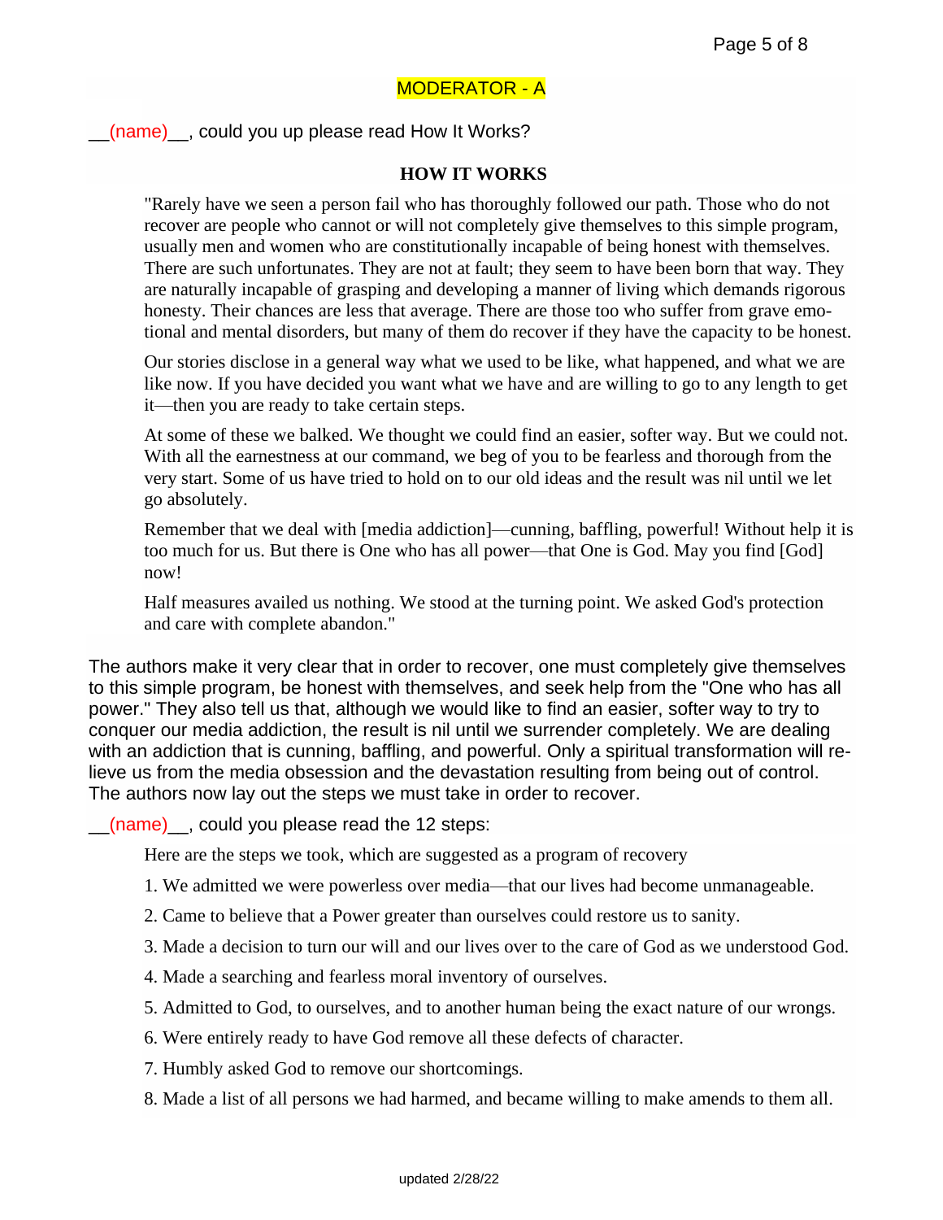MODERATOR - A

__(name)__, could you up please read How It Works?

**HOW IT WORKS**

"Rarely have we seen a person fail who has thoroughly followed our path. Those who do not recover are people who cannot or will not completely give themselves to this simple program, usually men and women who are constitutionally incapable of being honest with themselves. There are such unfortunates. They are not at fault; they seem to have been born that way. They are naturally incapable of grasping and developing a manner of living which demands rigorous honesty. Their chances are less that average. There are those too who suffer from grave emotional and mental disorders, but many of them do recover if they have the capacity to be honest.

Our stories disclose in a general way what we used to be like, what happened, and what we are like now. If you have decided you want what we have and are willing to go to any length to get it—then you are ready to take certain steps.

At some of these we balked. We thought we could find an easier, softer way. But we could not. With all the earnestness at our command, we beg of you to be fearless and thorough from the very start. Some of us have tried to hold on to our old ideas and the result was nil until we let go absolutely.

Remember that we deal with [media addiction]—cunning, baffling, powerful! Without help it is too much for us. But there is One who has all power—that One is God. May you find [God] now!

Half measures availed us nothing. We stood at the turning point. We asked God's protection and care with complete abandon."

The authors make it very clear that in order to recover, one must completely give themselves to this simple program, be honest with themselves, and seek help from the "One who has all power." They also tell us that, although we would like to find an easier, softer way to try to conquer our media addiction, the result is nil until we surrender completely. We are dealing with an addiction that is cunning, baffling, and powerful. Only a spiritual transformation will relieve us from the media obsession and the devastation resulting from being out of control. The authors now lay out the steps we must take in order to recover.

__(name)__, could you please read the 12 steps:

Here are the steps we took, which are suggested as a program of recovery

1. We admitted we were powerless over media—that our lives had become unmanageable.
2. Came to believe that a Power greater than ourselves could restore us to sanity.
3. Made a decision to turn our will and our lives over to the care of God as we understood God.
4. Made a searching and fearless moral inventory of ourselves.
5. Admitted to God, to ourselves, and to another human being the exact nature of our wrongs.
6. Were entirely ready to have God remove all these defects of character.
7. Humbly asked God to remove our shortcomings.
8. Made a list of all persons we had harmed, and became willing to make amends to them all.

updated 2/28/22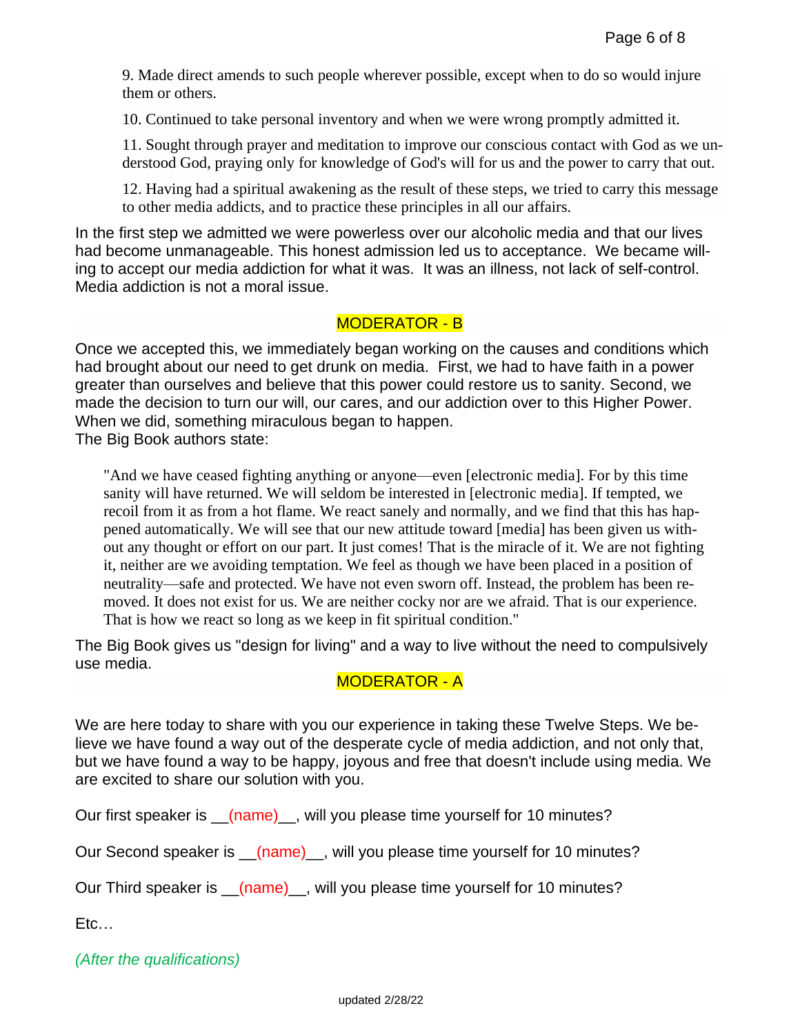9. Made direct amends to such people wherever possible, except when to do so would injure them or others.

10. Continued to take personal inventory and when we were wrong promptly admitted it.

11. Sought through prayer and meditation to improve our conscious contact with God as we understood God, praying only for knowledge of God's will for us and the power to carry that out.

12. Having had a spiritual awakening as the result of these steps, we tried to carry this message to other media addicts, and to practice these principles in all our affairs.

In the first step we admitted we were powerless over our alcoholic media and that our lives had become unmanageable. This honest admission led us to acceptance. We became willing to accept our media addiction for what it was. It was an illness, not lack of self-control. Media addiction is not a moral issue.

MODERATOR - B

Once we accepted this, we immediately began working on the causes and conditions which had brought about our need to get drunk on media. First, we had to have faith in a power greater than ourselves and believe that this power could restore us to sanity. Second, we made the decision to turn our will, our cares, and our addiction over to this Higher Power. When we did, something miraculous began to happen.
The Big Book authors state:

> "And we have ceased fighting anything or anyone—even [electronic media]. For by this time sanity will have returned. We will seldom be interested in [electronic media]. If tempted, we recoil from it as from a hot flame. We react sanely and normally, and we find that this has happened automatically. We will see that our new attitude toward [media] has been given us without any thought or effort on our part. It just comes! That is the miracle of it. We are not fighting it, neither are we avoiding temptation. We feel as though we have been placed in a position of neutrality—safe and protected. We have not even sworn off. Instead, the problem has been removed. It does not exist for us. We are neither cocky nor are we afraid. That is our experience. That is how we react so long as we keep in fit spiritual condition."

The Big Book gives us "design for living" and a way to live without the need to compulsively use media.

MODERATOR - A

We are here today to share with you our experience in taking these Twelve Steps. We believe we have found a way out of the desperate cycle of media addiction, and not only that, but we have found a way to be happy, joyous and free that doesn't include using media. We are excited to share our solution with you.

Our first speaker is __(name)__, will you please time yourself for 10 minutes?

Our Second speaker is __(name)__, will you please time yourself for 10 minutes?

Our Third speaker is __(name)__, will you please time yourself for 10 minutes?

Etc…

*(After the qualifications)*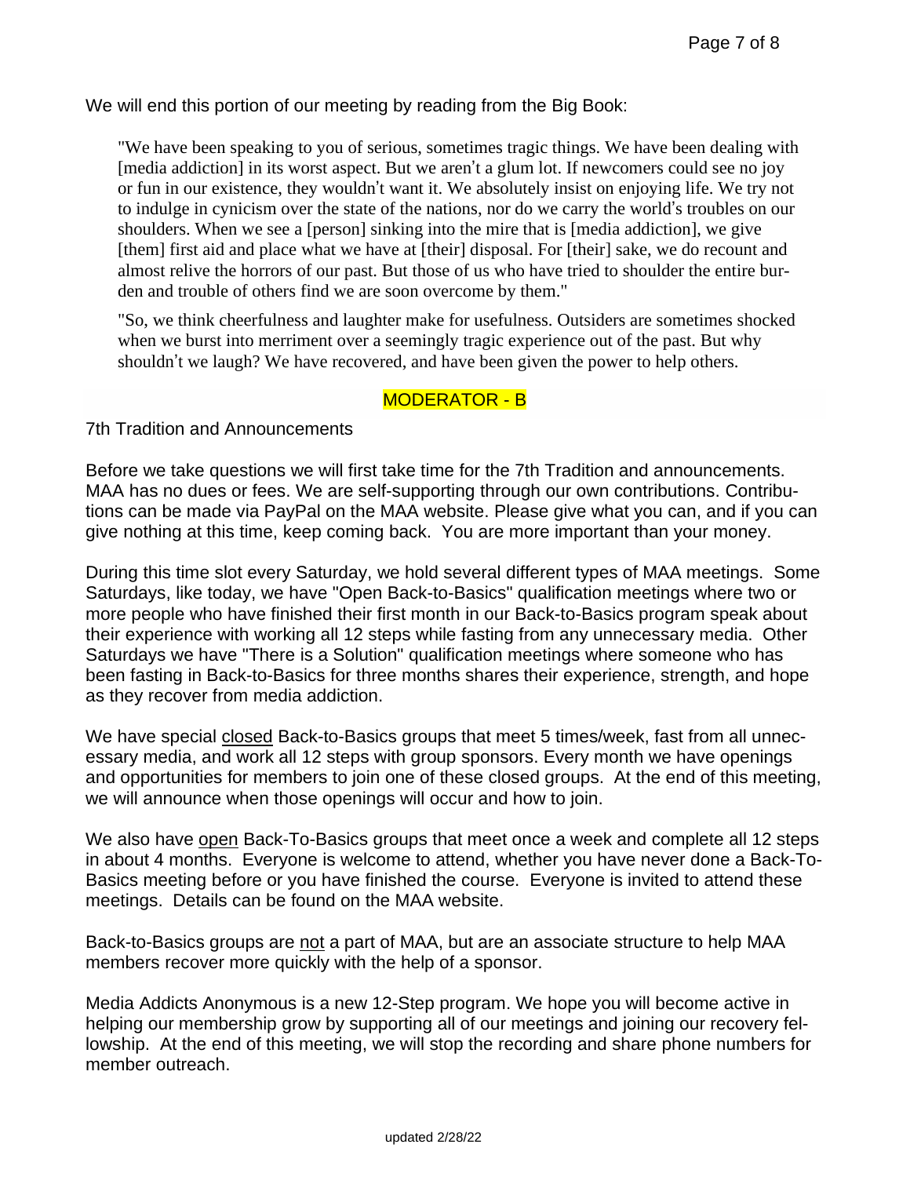We will end this portion of our meeting by reading from the Big Book:

> "We have been speaking to you of serious, sometimes tragic things. We have been dealing with [media addiction] in its worst aspect. But we aren't a glum lot. If newcomers could see no joy or fun in our existence, they wouldn't want it. We absolutely insist on enjoying life. We try not to indulge in cynicism over the state of the nations, nor do we carry the world's troubles on our shoulders. When we see a [person] sinking into the mire that is [media addiction], we give [them] first aid and place what we have at [their] disposal. For [their] sake, we do recount and almost relive the horrors of our past. But those of us who have tried to shoulder the entire burden and trouble of others find we are soon overcome by them."
>
> "So, we think cheerfulness and laughter make for usefulness. Outsiders are sometimes shocked when we burst into merriment over a seemingly tragic experience out of the past. But why shouldn't we laugh? We have recovered, and have been given the power to help others.

MODERATOR - B

7th Tradition and Announcements

Before we take questions we will first take time for the 7th Tradition and announcements. MAA has no dues or fees. We are self-supporting through our own contributions. Contributions can be made via PayPal on the MAA website. Please give what you can, and if you can give nothing at this time, keep coming back. You are more important than your money.

During this time slot every Saturday, we hold several different types of MAA meetings. Some Saturdays, like today, we have "Open Back-to-Basics" qualification meetings where two or more people who have finished their first month in our Back-to-Basics program speak about their experience with working all 12 steps while fasting from any unnecessary media. Other Saturdays we have "There is a Solution" qualification meetings where someone who has been fasting in Back-to-Basics for three months shares their experience, strength, and hope as they recover from media addiction.

We have special closed Back-to-Basics groups that meet 5 times/week, fast from all unnecessary media, and work all 12 steps with group sponsors. Every month we have openings and opportunities for members to join one of these closed groups. At the end of this meeting, we will announce when those openings will occur and how to join.

We also have open Back-To-Basics groups that meet once a week and complete all 12 steps in about 4 months. Everyone is welcome to attend, whether you have never done a Back-To-Basics meeting before or you have finished the course. Everyone is invited to attend these meetings. Details can be found on the MAA website.

Back-to-Basics groups are not a part of MAA, but are an associate structure to help MAA members recover more quickly with the help of a sponsor.

Media Addicts Anonymous is a new 12-Step program. We hope you will become active in helping our membership grow by supporting all of our meetings and joining our recovery fellowship. At the end of this meeting, we will stop the recording and share phone numbers for member outreach.

updated 2/28/22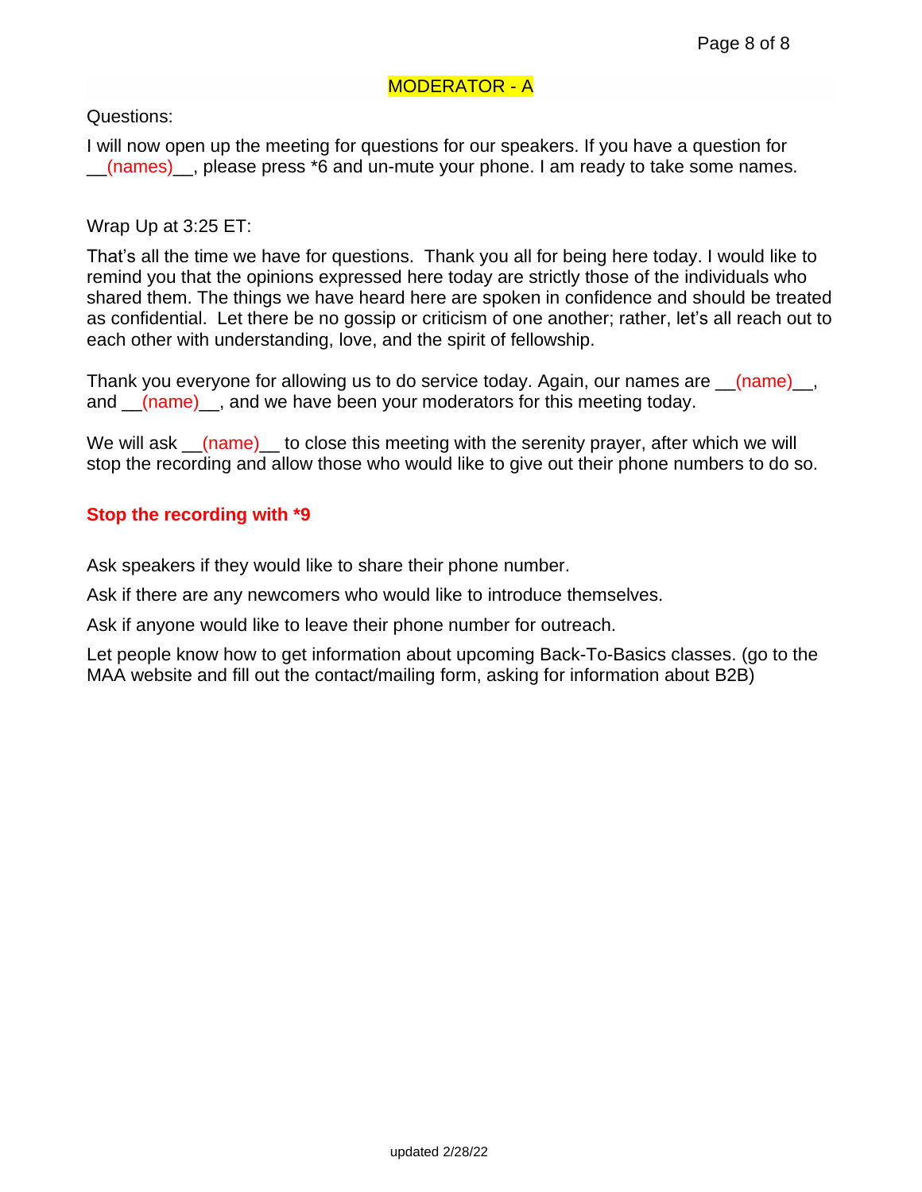## MODERATOR - A

Questions:

I will now open up the meeting for questions for our speakers. If you have a question for __(names)__, please press *6 and un-mute your phone. I am ready to take some names.

Wrap Up at 3:25 ET:

That's all the time we have for questions. Thank you all for being here today. I would like to remind you that the opinions expressed here today are strictly those of the individuals who shared them. The things we have heard here are spoken in confidence and should be treated as confidential. Let there be no gossip or criticism of one another; rather, let's all reach out to each other with understanding, love, and the spirit of fellowship.

Thank you everyone for allowing us to do service today. Again, our names are __(name)__, and __(name)__, and we have been your moderators for this meeting today.

We will ask __(name)__ to close this meeting with the serenity prayer, after which we will stop the recording and allow those who would like to give out their phone numbers to do so.

**Stop the recording with *9**

Ask speakers if they would like to share their phone number.

Ask if there are any newcomers who would like to introduce themselves.

Ask if anyone would like to leave their phone number for outreach.

Let people know how to get information about upcoming Back-To-Basics classes. (go to the MAA website and fill out the contact/mailing form, asking for information about B2B)

updated 2/28/22